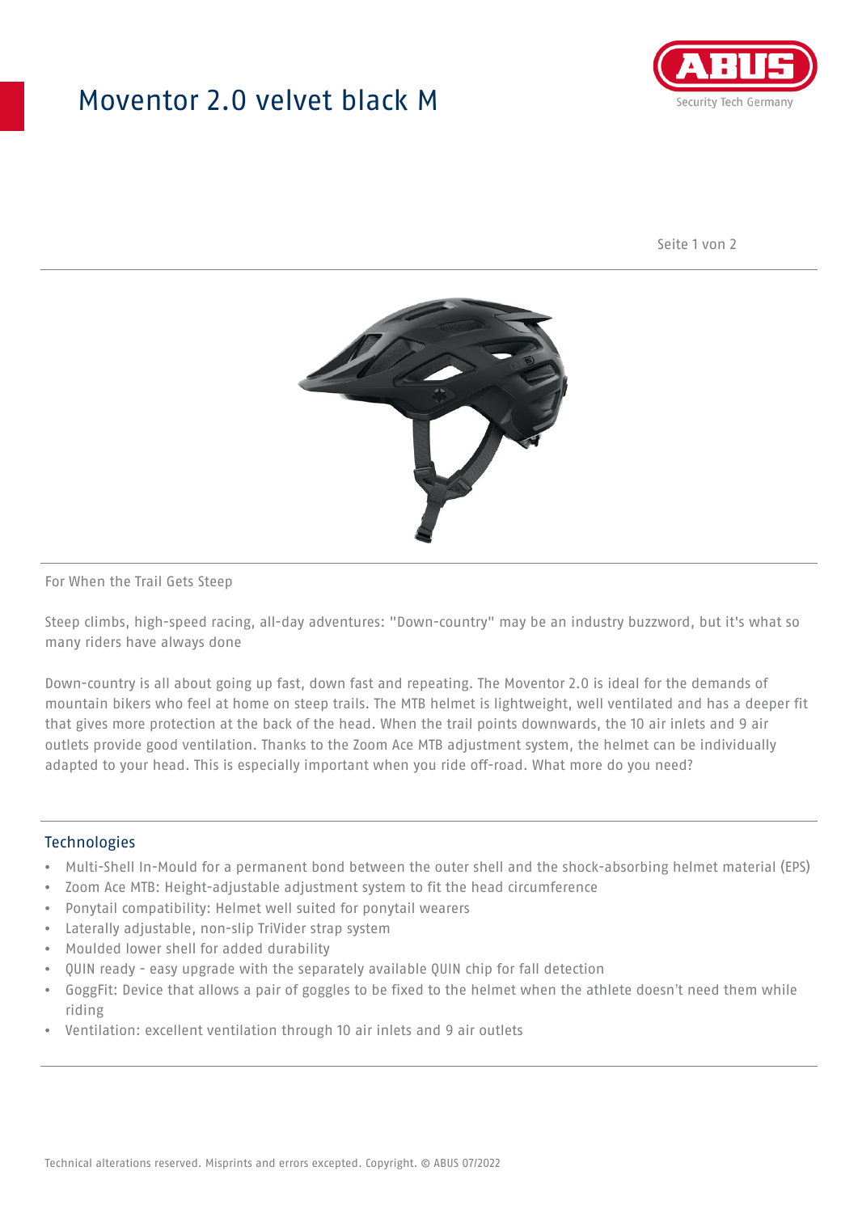# Moventor 2.0 velvet black M

For When the Trail Gets Steep

Steep climbs, high-speed racing, all-day adventures: "Down-country" may be an industry buzzword, but it's what so many riders have always done

Down-country is all about going up fast, down fast and repeating. The Moventor 2.0 is ideal for the demands of mountain bikers who feel at home on steep trails. The MTB helmet is lightweight, well ventilated and has a deeper fit that gives more protection at the back of the head. When the trail points downwards, the 10 air inlets and 9 air outlets provide good ventilation. Thanks to the Zoom Ace MTB adjustment system, the helmet can be individually adapted to your head. This is especially important when you ride off-road. What more do you need?

## Technologies

- Multi-Shell In-Mould for a permanent bond between the outer shell and the shock-absorbing helmet material (EPS)
- Zoom Ace MTB: Height-adjustable adjustment system to fit the head circumference
- Ponytail compatibility: Helmet well suited for ponytail wearers
- Laterally adjustable, non-slip TriVider strap system
- Moulded lower shell for added durability
- QUIN ready - easy upgrade with the separately available QUIN chip for fall detection
- GoggFit: Device that allows a pair of goggles to be fixed to the helmet when the athlete doesn't need them while riding
- Ventilation: excellent ventilation through 10 air inlets and 9 air outlets

Technical alterations reserved. Misprints and errors excepted. Copyright. © ABUS 07/2022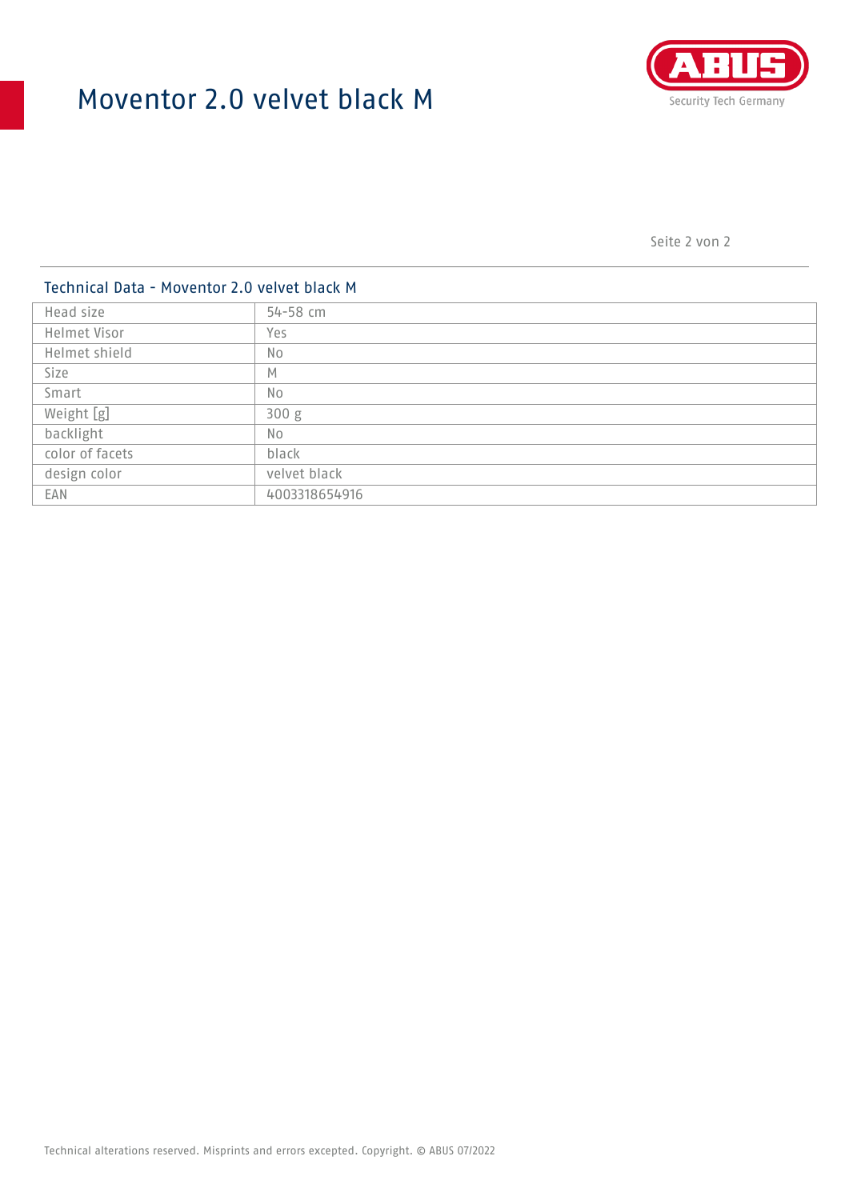# Moventor 2.0 velvet black M

## Technical Data - Moventor 2.0 velvet black M

| | |
|---|---|
| Head size | 54-58 cm |
| Helmet Visor | Yes |
| Helmet shield | No |
| Size | M |
| Smart | No |
| Weight [g] | 300 g |
| backlight | No |
| color of facets | black |
| design color | velvet black |
| EAN | 4003318654916 |

Technical alterations reserved. Misprints and errors excepted. Copyright. © ABUS 07/2022